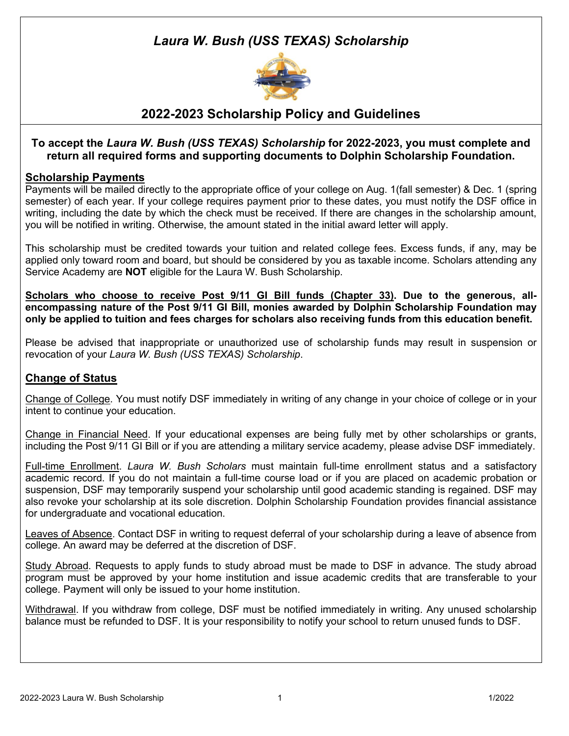# *Laura W. Bush (USS TEXAS) Scholarship*

## 2022-2023 Scholarship Policy and Guidelines

**To accept the *Laura W. Bush (USS TEXAS) Scholarship* for 2022-2023, you must complete and return all required forms and supporting documents to Dolphin Scholarship Foundation.**

### Scholarship Payments

Payments will be mailed directly to the appropriate office of your college on Aug. 1(fall semester) & Dec. 1 (spring semester) of each year. If your college requires payment prior to these dates, you must notify the DSF office in writing, including the date by which the check must be received. If there are changes in the scholarship amount, you will be notified in writing. Otherwise, the amount stated in the initial award letter will apply.

This scholarship must be credited towards your tuition and related college fees. Excess funds, if any, may be applied only toward room and board, but should be considered by you as taxable income. Scholars attending any Service Academy are **NOT** eligible for the Laura W. Bush Scholarship.

**Scholars who choose to receive Post 9/11 GI Bill funds (Chapter 33). Due to the generous, all-encompassing nature of the Post 9/11 GI Bill, monies awarded by Dolphin Scholarship Foundation may only be applied to tuition and fees charges for scholars also receiving funds from this education benefit.**

Please be advised that inappropriate or unauthorized use of scholarship funds may result in suspension or revocation of your *Laura W. Bush (USS TEXAS) Scholarship*.

### Change of Status

Change of College. You must notify DSF immediately in writing of any change in your choice of college or in your intent to continue your education.

Change in Financial Need. If your educational expenses are being fully met by other scholarships or grants, including the Post 9/11 GI Bill or if you are attending a military service academy, please advise DSF immediately.

Full-time Enrollment. *Laura W. Bush Scholars* must maintain full-time enrollment status and a satisfactory academic record. If you do not maintain a full-time course load or if you are placed on academic probation or suspension, DSF may temporarily suspend your scholarship until good academic standing is regained. DSF may also revoke your scholarship at its sole discretion. Dolphin Scholarship Foundation provides financial assistance for undergraduate and vocational education.

Leaves of Absence. Contact DSF in writing to request deferral of your scholarship during a leave of absence from college. An award may be deferred at the discretion of DSF.

Study Abroad. Requests to apply funds to study abroad must be made to DSF in advance. The study abroad program must be approved by your home institution and issue academic credits that are transferable to your college. Payment will only be issued to your home institution.

Withdrawal. If you withdraw from college, DSF must be notified immediately in writing. Any unused scholarship balance must be refunded to DSF. It is your responsibility to notify your school to return unused funds to DSF.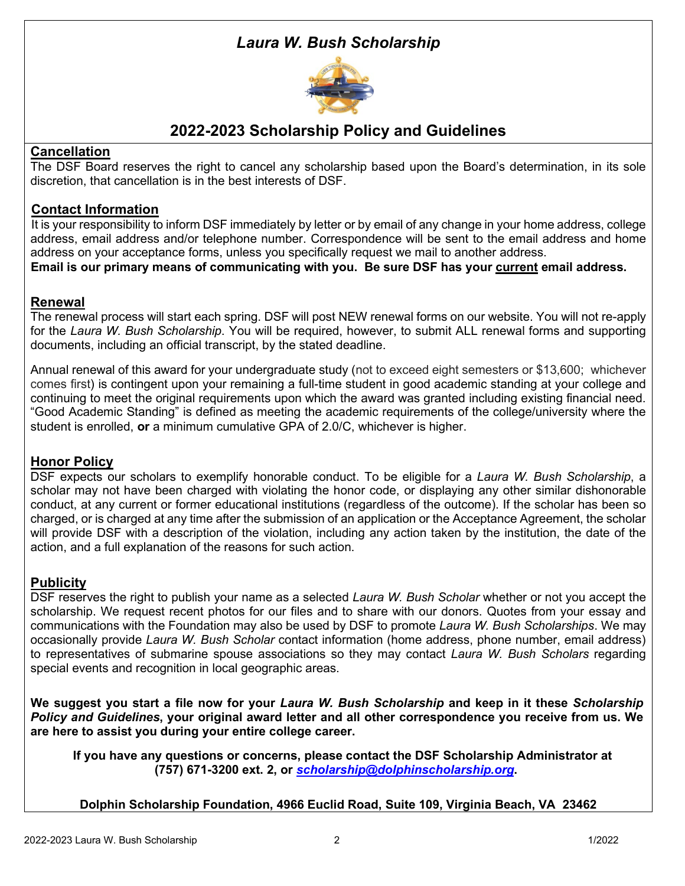# *Laura W. Bush Scholarship*

## 2022-2023 Scholarship Policy and Guidelines

### Cancellation

The DSF Board reserves the right to cancel any scholarship based upon the Board's determination, in its sole discretion, that cancellation is in the best interests of DSF.

### Contact Information

It is your responsibility to inform DSF immediately by letter or by email of any change in your home address, college address, email address and/or telephone number. Correspondence will be sent to the email address and home address on your acceptance forms, unless you specifically request we mail to another address.

**Email is our primary means of communicating with you. Be sure DSF has your current email address.**

### Renewal

The renewal process will start each spring. DSF will post NEW renewal forms on our website. You will not re-apply for the *Laura W. Bush Scholarship*. You will be required, however, to submit ALL renewal forms and supporting documents, including an official transcript, by the stated deadline.

Annual renewal of this award for your undergraduate study (not to exceed eight semesters or $13,600; whichever comes first) is contingent upon your remaining a full-time student in good academic standing at your college and continuing to meet the original requirements upon which the award was granted including existing financial need. "Good Academic Standing" is defined as meeting the academic requirements of the college/university where the student is enrolled, **or** a minimum cumulative GPA of 2.0/C, whichever is higher.

### Honor Policy

DSF expects our scholars to exemplify honorable conduct. To be eligible for a *Laura W. Bush Scholarship*, a scholar may not have been charged with violating the honor code, or displaying any other similar dishonorable conduct, at any current or former educational institutions (regardless of the outcome). If the scholar has been so charged, or is charged at any time after the submission of an application or the Acceptance Agreement, the scholar will provide DSF with a description of the violation, including any action taken by the institution, the date of the action, and a full explanation of the reasons for such action.

### Publicity

DSF reserves the right to publish your name as a selected *Laura W. Bush Scholar* whether or not you accept the scholarship. We request recent photos for our files and to share with our donors. Quotes from your essay and communications with the Foundation may also be used by DSF to promote *Laura W. Bush Scholarships*. We may occasionally provide *Laura W. Bush Scholar* contact information (home address, phone number, email address) to representatives of submarine spouse associations so they may contact *Laura W. Bush Scholars* regarding special events and recognition in local geographic areas.

**We suggest you start a file now for your *Laura W. Bush Scholarship* and keep in it these *Scholarship Policy and Guidelines*, your original award letter and all other correspondence you receive from us. We are here to assist you during your entire college career.**

**If you have any questions or concerns, please contact the DSF Scholarship Administrator at (757) 671-3200 ext. 2, or *scholarship@dolphinscholarship.org*.**

**Dolphin Scholarship Foundation, 4966 Euclid Road, Suite 109, Virginia Beach, VA 23462**